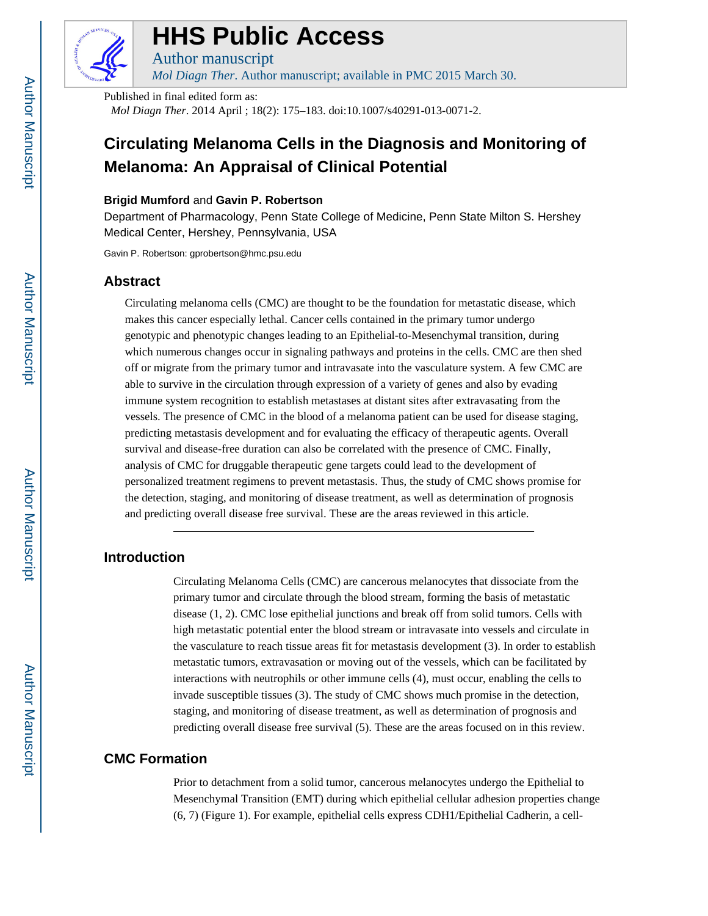# HHS Public Access

Author manuscript

*Mol Diagn Ther*. Author manuscript; available in PMC 2015 March 30.

Published in final edited form as:

*Mol Diagn Ther*. 2014 April ; 18(2): 175–183. doi:10.1007/s40291-013-0071-2.

# Circulating Melanoma Cells in the Diagnosis and Monitoring of Melanoma: An Appraisal of Clinical Potential

**Brigid Mumford** and **Gavin P. Robertson**

Department of Pharmacology, Penn State College of Medicine, Penn State Milton S. Hershey Medical Center, Hershey, Pennsylvania, USA

Gavin P. Robertson: gprobertson@hmc.psu.edu

## Abstract

Circulating melanoma cells (CMC) are thought to be the foundation for metastatic disease, which makes this cancer especially lethal. Cancer cells contained in the primary tumor undergo genotypic and phenotypic changes leading to an Epithelial-to-Mesenchymal transition, during which numerous changes occur in signaling pathways and proteins in the cells. CMC are then shed off or migrate from the primary tumor and intravasate into the vasculature system. A few CMC are able to survive in the circulation through expression of a variety of genes and also by evading immune system recognition to establish metastases at distant sites after extravasating from the vessels. The presence of CMC in the blood of a melanoma patient can be used for disease staging, predicting metastasis development and for evaluating the efficacy of therapeutic agents. Overall survival and disease-free duration can also be correlated with the presence of CMC. Finally, analysis of CMC for druggable therapeutic gene targets could lead to the development of personalized treatment regimens to prevent metastasis. Thus, the study of CMC shows promise for the detection, staging, and monitoring of disease treatment, as well as determination of prognosis and predicting overall disease free survival. These are the areas reviewed in this article.

## Introduction

Circulating Melanoma Cells (CMC) are cancerous melanocytes that dissociate from the primary tumor and circulate through the blood stream, forming the basis of metastatic disease (1, 2). CMC lose epithelial junctions and break off from solid tumors. Cells with high metastatic potential enter the blood stream or intravasate into vessels and circulate in the vasculature to reach tissue areas fit for metastasis development (3). In order to establish metastatic tumors, extravasation or moving out of the vessels, which can be facilitated by interactions with neutrophils or other immune cells (4), must occur, enabling the cells to invade susceptible tissues (3). The study of CMC shows much promise in the detection, staging, and monitoring of disease treatment, as well as determination of prognosis and predicting overall disease free survival (5). These are the areas focused on in this review.

## CMC Formation

Prior to detachment from a solid tumor, cancerous melanocytes undergo the Epithelial to Mesenchymal Transition (EMT) during which epithelial cellular adhesion properties change (6, 7) (Figure 1). For example, epithelial cells express CDH1/Epithelial Cadherin, a cell-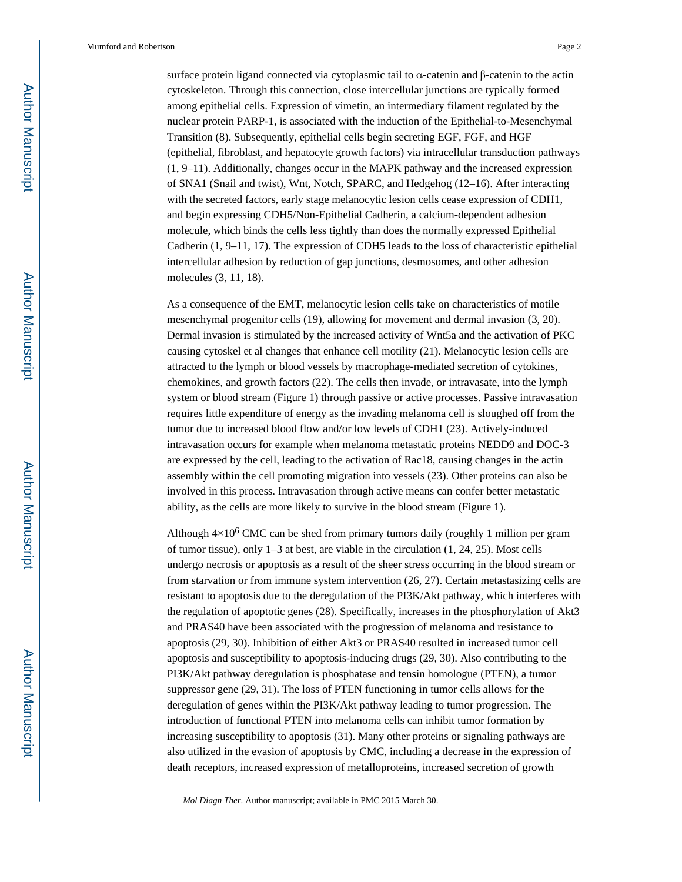surface protein ligand connected via cytoplasmic tail to α-catenin and β-catenin to the actin cytoskeleton. Through this connection, close intercellular junctions are typically formed among epithelial cells. Expression of vimetin, an intermediary filament regulated by the nuclear protein PARP-1, is associated with the induction of the Epithelial-to-Mesenchymal Transition (8). Subsequently, epithelial cells begin secreting EGF, FGF, and HGF (epithelial, fibroblast, and hepatocyte growth factors) via intracellular transduction pathways (1, 9–11). Additionally, changes occur in the MAPK pathway and the increased expression of SNA1 (Snail and twist), Wnt, Notch, SPARC, and Hedgehog (12–16). After interacting with the secreted factors, early stage melanocytic lesion cells cease expression of CDH1, and begin expressing CDH5/Non-Epithelial Cadherin, a calcium-dependent adhesion molecule, which binds the cells less tightly than does the normally expressed Epithelial Cadherin (1, 9–11, 17). The expression of CDH5 leads to the loss of characteristic epithelial intercellular adhesion by reduction of gap junctions, desmosomes, and other adhesion molecules (3, 11, 18).

As a consequence of the EMT, melanocytic lesion cells take on characteristics of motile mesenchymal progenitor cells (19), allowing for movement and dermal invasion (3, 20). Dermal invasion is stimulated by the increased activity of Wnt5a and the activation of PKC causing cytoskel et al changes that enhance cell motility (21). Melanocytic lesion cells are attracted to the lymph or blood vessels by macrophage-mediated secretion of cytokines, chemokines, and growth factors (22). The cells then invade, or intravasate, into the lymph system or blood stream (Figure 1) through passive or active processes. Passive intravasation requires little expenditure of energy as the invading melanoma cell is sloughed off from the tumor due to increased blood flow and/or low levels of CDH1 (23). Actively-induced intravasation occurs for example when melanoma metastatic proteins NEDD9 and DOC-3 are expressed by the cell, leading to the activation of Rac18, causing changes in the actin assembly within the cell promoting migration into vessels (23). Other proteins can also be involved in this process. Intravasation through active means can confer better metastatic ability, as the cells are more likely to survive in the blood stream (Figure 1).

Although $4 \times 10^6$ CMC can be shed from primary tumors daily (roughly 1 million per gram of tumor tissue), only 1–3 at best, are viable in the circulation (1, 24, 25). Most cells undergo necrosis or apoptosis as a result of the sheer stress occurring in the blood stream or from starvation or from immune system intervention (26, 27). Certain metastasizing cells are resistant to apoptosis due to the deregulation of the PI3K/Akt pathway, which interferes with the regulation of apoptotic genes (28). Specifically, increases in the phosphorylation of Akt3 and PRAS40 have been associated with the progression of melanoma and resistance to apoptosis (29, 30). Inhibition of either Akt3 or PRAS40 resulted in increased tumor cell apoptosis and susceptibility to apoptosis-inducing drugs (29, 30). Also contributing to the PI3K/Akt pathway deregulation is phosphatase and tensin homologue (PTEN), a tumor suppressor gene (29, 31). The loss of PTEN functioning in tumor cells allows for the deregulation of genes within the PI3K/Akt pathway leading to tumor progression. The introduction of functional PTEN into melanoma cells can inhibit tumor formation by increasing susceptibility to apoptosis (31). Many other proteins or signaling pathways are also utilized in the evasion of apoptosis by CMC, including a decrease in the expression of death receptors, increased expression of metalloproteins, increased secretion of growth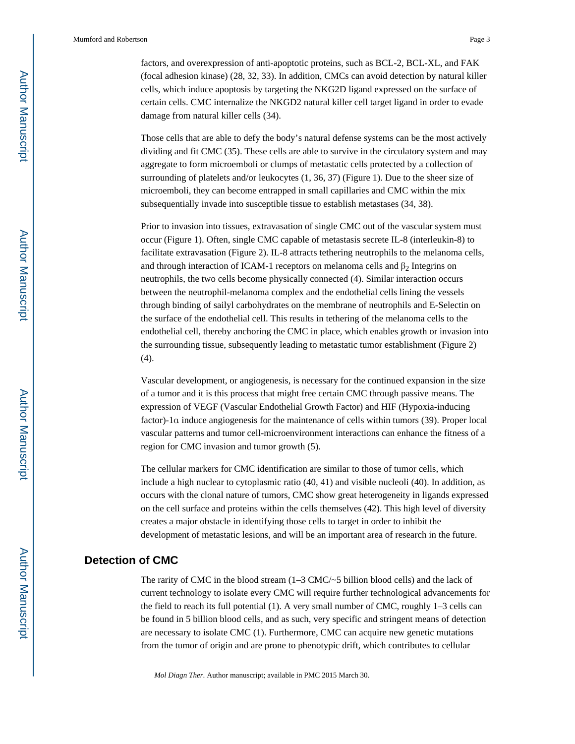factors, and overexpression of anti-apoptotic proteins, such as BCL-2, BCL-XL, and FAK (focal adhesion kinase) (28, 32, 33). In addition, CMCs can avoid detection by natural killer cells, which induce apoptosis by targeting the NKG2D ligand expressed on the surface of certain cells. CMC internalize the NKGD2 natural killer cell target ligand in order to evade damage from natural killer cells (34).

Those cells that are able to defy the body's natural defense systems can be the most actively dividing and fit CMC (35). These cells are able to survive in the circulatory system and may aggregate to form microemboli or clumps of metastatic cells protected by a collection of surrounding of platelets and/or leukocytes (1, 36, 37) (Figure 1). Due to the sheer size of microemboli, they can become entrapped in small capillaries and CMC within the mix subsequentially invade into susceptible tissue to establish metastases (34, 38).

Prior to invasion into tissues, extravasation of single CMC out of the vascular system must occur (Figure 1). Often, single CMC capable of metastasis secrete IL-8 (interleukin-8) to facilitate extravasation (Figure 2). IL-8 attracts tethering neutrophils to the melanoma cells, and through interaction of ICAM-1 receptors on melanoma cells and $\beta_2$ Integrins on neutrophils, the two cells become physically connected (4). Similar interaction occurs between the neutrophil-melanoma complex and the endothelial cells lining the vessels through binding of sailyl carbohydrates on the membrane of neutrophils and E-Selectin on the surface of the endothelial cell. This results in tethering of the melanoma cells to the endothelial cell, thereby anchoring the CMC in place, which enables growth or invasion into the surrounding tissue, subsequently leading to metastatic tumor establishment (Figure 2) (4).

Vascular development, or angiogenesis, is necessary for the continued expansion in the size of a tumor and it is this process that might free certain CMC through passive means. The expression of VEGF (Vascular Endothelial Growth Factor) and HIF (Hypoxia-inducing factor)-1$\alpha$ induce angiogenesis for the maintenance of cells within tumors (39). Proper local vascular patterns and tumor cell-microenvironment interactions can enhance the fitness of a region for CMC invasion and tumor growth (5).

The cellular markers for CMC identification are similar to those of tumor cells, which include a high nuclear to cytoplasmic ratio (40, 41) and visible nucleoli (40). In addition, as occurs with the clonal nature of tumors, CMC show great heterogeneity in ligands expressed on the cell surface and proteins within the cells themselves (42). This high level of diversity creates a major obstacle in identifying those cells to target in order to inhibit the development of metastatic lesions, and will be an important area of research in the future.

## Detection of CMC

The rarity of CMC in the blood stream (1–3 CMC/~5 billion blood cells) and the lack of current technology to isolate every CMC will require further technological advancements for the field to reach its full potential (1). A very small number of CMC, roughly 1–3 cells can be found in 5 billion blood cells, and as such, very specific and stringent means of detection are necessary to isolate CMC (1). Furthermore, CMC can acquire new genetic mutations from the tumor of origin and are prone to phenotypic drift, which contributes to cellular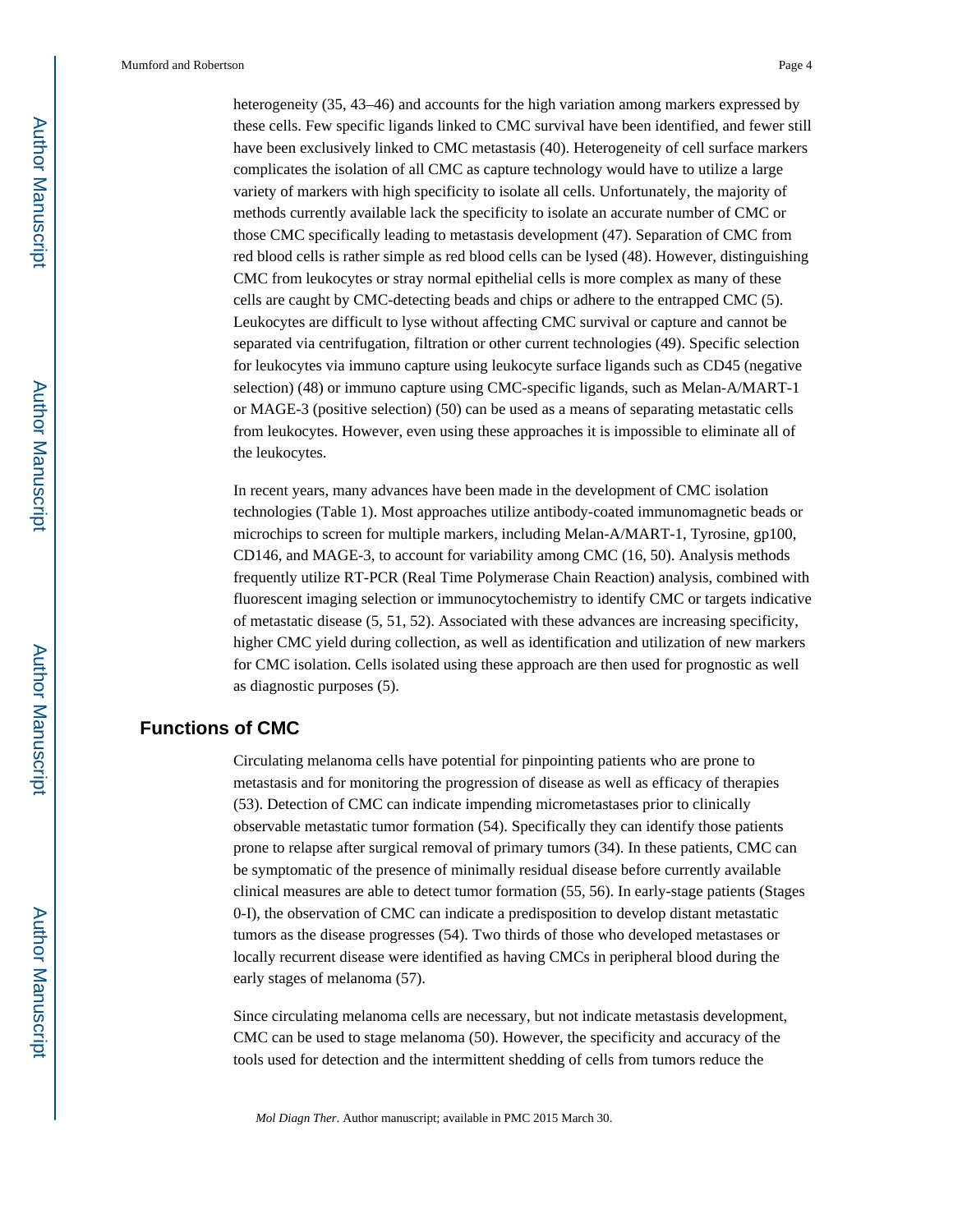heterogeneity (35, 43–46) and accounts for the high variation among markers expressed by these cells. Few specific ligands linked to CMC survival have been identified, and fewer still have been exclusively linked to CMC metastasis (40). Heterogeneity of cell surface markers complicates the isolation of all CMC as capture technology would have to utilize a large variety of markers with high specificity to isolate all cells. Unfortunately, the majority of methods currently available lack the specificity to isolate an accurate number of CMC or those CMC specifically leading to metastasis development (47). Separation of CMC from red blood cells is rather simple as red blood cells can be lysed (48). However, distinguishing CMC from leukocytes or stray normal epithelial cells is more complex as many of these cells are caught by CMC-detecting beads and chips or adhere to the entrapped CMC (5). Leukocytes are difficult to lyse without affecting CMC survival or capture and cannot be separated via centrifugation, filtration or other current technologies (49). Specific selection for leukocytes via immuno capture using leukocyte surface ligands such as CD45 (negative selection) (48) or immuno capture using CMC-specific ligands, such as Melan-A/MART-1 or MAGE-3 (positive selection) (50) can be used as a means of separating metastatic cells from leukocytes. However, even using these approaches it is impossible to eliminate all of the leukocytes.

In recent years, many advances have been made in the development of CMC isolation technologies (Table 1). Most approaches utilize antibody-coated immunomagnetic beads or microchips to screen for multiple markers, including Melan-A/MART-1, Tyrosine, gp100, CD146, and MAGE-3, to account for variability among CMC (16, 50). Analysis methods frequently utilize RT-PCR (Real Time Polymerase Chain Reaction) analysis, combined with fluorescent imaging selection or immunocytochemistry to identify CMC or targets indicative of metastatic disease (5, 51, 52). Associated with these advances are increasing specificity, higher CMC yield during collection, as well as identification and utilization of new markers for CMC isolation. Cells isolated using these approach are then used for prognostic as well as diagnostic purposes (5).

## Functions of CMC

Circulating melanoma cells have potential for pinpointing patients who are prone to metastasis and for monitoring the progression of disease as well as efficacy of therapies (53). Detection of CMC can indicate impending micrometastases prior to clinically observable metastatic tumor formation (54). Specifically they can identify those patients prone to relapse after surgical removal of primary tumors (34). In these patients, CMC can be symptomatic of the presence of minimally residual disease before currently available clinical measures are able to detect tumor formation (55, 56). In early-stage patients (Stages 0-I), the observation of CMC can indicate a predisposition to develop distant metastatic tumors as the disease progresses (54). Two thirds of those who developed metastases or locally recurrent disease were identified as having CMCs in peripheral blood during the early stages of melanoma (57).

Since circulating melanoma cells are necessary, but not indicate metastasis development, CMC can be used to stage melanoma (50). However, the specificity and accuracy of the tools used for detection and the intermittent shedding of cells from tumors reduce the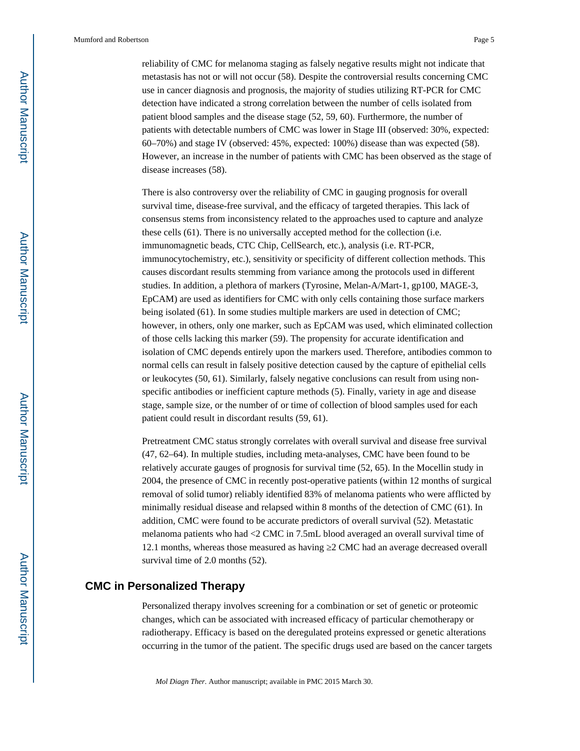reliability of CMC for melanoma staging as falsely negative results might not indicate that metastasis has not or will not occur (58). Despite the controversial results concerning CMC use in cancer diagnosis and prognosis, the majority of studies utilizing RT-PCR for CMC detection have indicated a strong correlation between the number of cells isolated from patient blood samples and the disease stage (52, 59, 60). Furthermore, the number of patients with detectable numbers of CMC was lower in Stage III (observed: 30%, expected: 60–70%) and stage IV (observed: 45%, expected: 100%) disease than was expected (58). However, an increase in the number of patients with CMC has been observed as the stage of disease increases (58).

There is also controversy over the reliability of CMC in gauging prognosis for overall survival time, disease-free survival, and the efficacy of targeted therapies. This lack of consensus stems from inconsistency related to the approaches used to capture and analyze these cells (61). There is no universally accepted method for the collection (i.e. immunomagnetic beads, CTC Chip, CellSearch, etc.), analysis (i.e. RT-PCR, immunocytochemistry, etc.), sensitivity or specificity of different collection methods. This causes discordant results stemming from variance among the protocols used in different studies. In addition, a plethora of markers (Tyrosine, Melan-A/Mart-1, gp100, MAGE-3, EpCAM) are used as identifiers for CMC with only cells containing those surface markers being isolated (61). In some studies multiple markers are used in detection of CMC; however, in others, only one marker, such as EpCAM was used, which eliminated collection of those cells lacking this marker (59). The propensity for accurate identification and isolation of CMC depends entirely upon the markers used. Therefore, antibodies common to normal cells can result in falsely positive detection caused by the capture of epithelial cells or leukocytes (50, 61). Similarly, falsely negative conclusions can result from using non-specific antibodies or inefficient capture methods (5). Finally, variety in age and disease stage, sample size, or the number of or time of collection of blood samples used for each patient could result in discordant results (59, 61).

Pretreatment CMC status strongly correlates with overall survival and disease free survival (47, 62–64). In multiple studies, including meta-analyses, CMC have been found to be relatively accurate gauges of prognosis for survival time (52, 65). In the Mocellin study in 2004, the presence of CMC in recently post-operative patients (within 12 months of surgical removal of solid tumor) reliably identified 83% of melanoma patients who were afflicted by minimally residual disease and relapsed within 8 months of the detection of CMC (61). In addition, CMC were found to be accurate predictors of overall survival (52). Metastatic melanoma patients who had <2 CMC in 7.5mL blood averaged an overall survival time of 12.1 months, whereas those measured as having ≥2 CMC had an average decreased overall survival time of 2.0 months (52).

## CMC in Personalized Therapy

Personalized therapy involves screening for a combination or set of genetic or proteomic changes, which can be associated with increased efficacy of particular chemotherapy or radiotherapy. Efficacy is based on the deregulated proteins expressed or genetic alterations occurring in the tumor of the patient. The specific drugs used are based on the cancer targets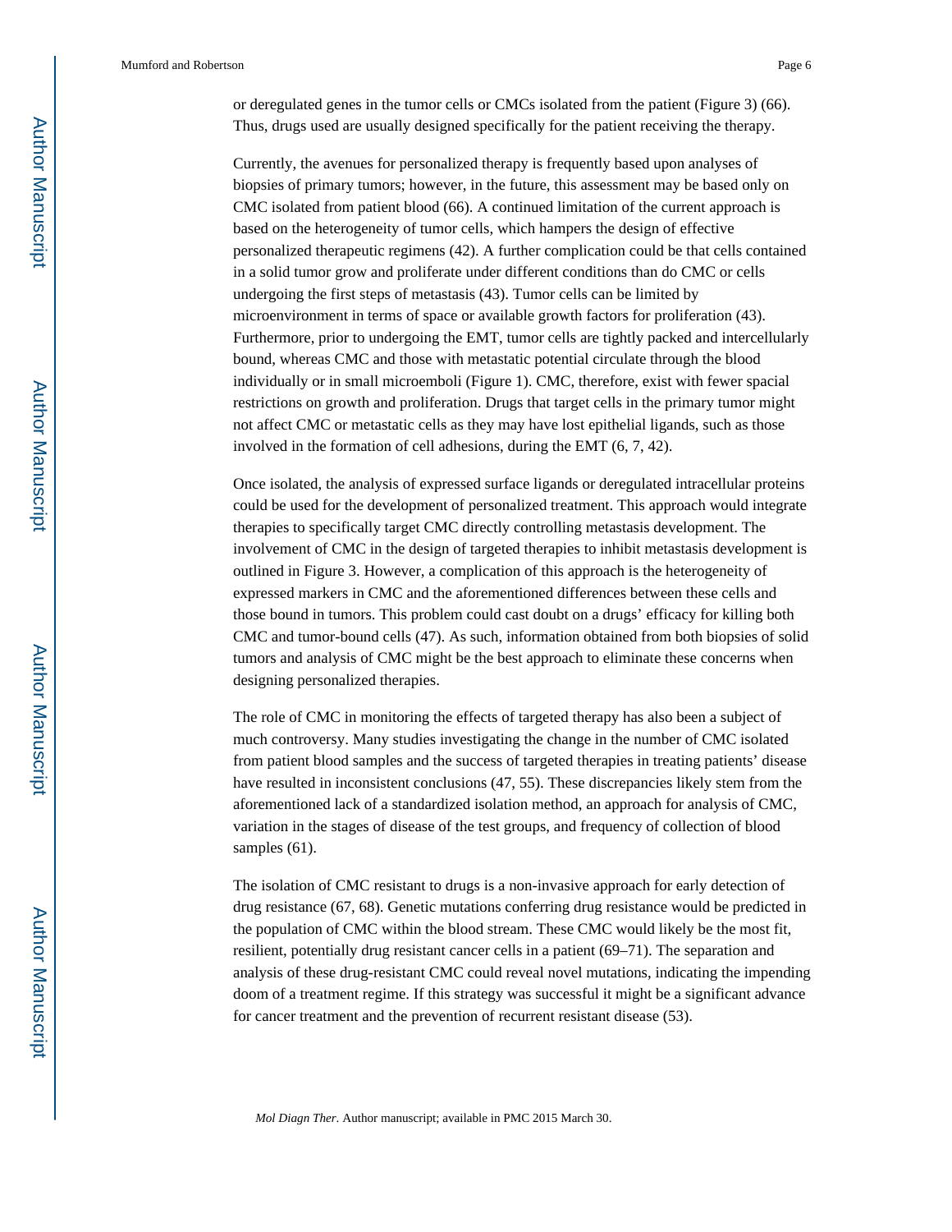or deregulated genes in the tumor cells or CMCs isolated from the patient (Figure 3) (66). Thus, drugs used are usually designed specifically for the patient receiving the therapy.

Currently, the avenues for personalized therapy is frequently based upon analyses of biopsies of primary tumors; however, in the future, this assessment may be based only on CMC isolated from patient blood (66). A continued limitation of the current approach is based on the heterogeneity of tumor cells, which hampers the design of effective personalized therapeutic regimens (42). A further complication could be that cells contained in a solid tumor grow and proliferate under different conditions than do CMC or cells undergoing the first steps of metastasis (43). Tumor cells can be limited by microenvironment in terms of space or available growth factors for proliferation (43). Furthermore, prior to undergoing the EMT, tumor cells are tightly packed and intercellularly bound, whereas CMC and those with metastatic potential circulate through the blood individually or in small microemboli (Figure 1). CMC, therefore, exist with fewer spacial restrictions on growth and proliferation. Drugs that target cells in the primary tumor might not affect CMC or metastatic cells as they may have lost epithelial ligands, such as those involved in the formation of cell adhesions, during the EMT (6, 7, 42).

Once isolated, the analysis of expressed surface ligands or deregulated intracellular proteins could be used for the development of personalized treatment. This approach would integrate therapies to specifically target CMC directly controlling metastasis development. The involvement of CMC in the design of targeted therapies to inhibit metastasis development is outlined in Figure 3. However, a complication of this approach is the heterogeneity of expressed markers in CMC and the aforementioned differences between these cells and those bound in tumors. This problem could cast doubt on a drugs' efficacy for killing both CMC and tumor-bound cells (47). As such, information obtained from both biopsies of solid tumors and analysis of CMC might be the best approach to eliminate these concerns when designing personalized therapies.

The role of CMC in monitoring the effects of targeted therapy has also been a subject of much controversy. Many studies investigating the change in the number of CMC isolated from patient blood samples and the success of targeted therapies in treating patients' disease have resulted in inconsistent conclusions (47, 55). These discrepancies likely stem from the aforementioned lack of a standardized isolation method, an approach for analysis of CMC, variation in the stages of disease of the test groups, and frequency of collection of blood samples (61).

The isolation of CMC resistant to drugs is a non-invasive approach for early detection of drug resistance (67, 68). Genetic mutations conferring drug resistance would be predicted in the population of CMC within the blood stream. These CMC would likely be the most fit, resilient, potentially drug resistant cancer cells in a patient (69–71). The separation and analysis of these drug-resistant CMC could reveal novel mutations, indicating the impending doom of a treatment regime. If this strategy was successful it might be a significant advance for cancer treatment and the prevention of recurrent resistant disease (53).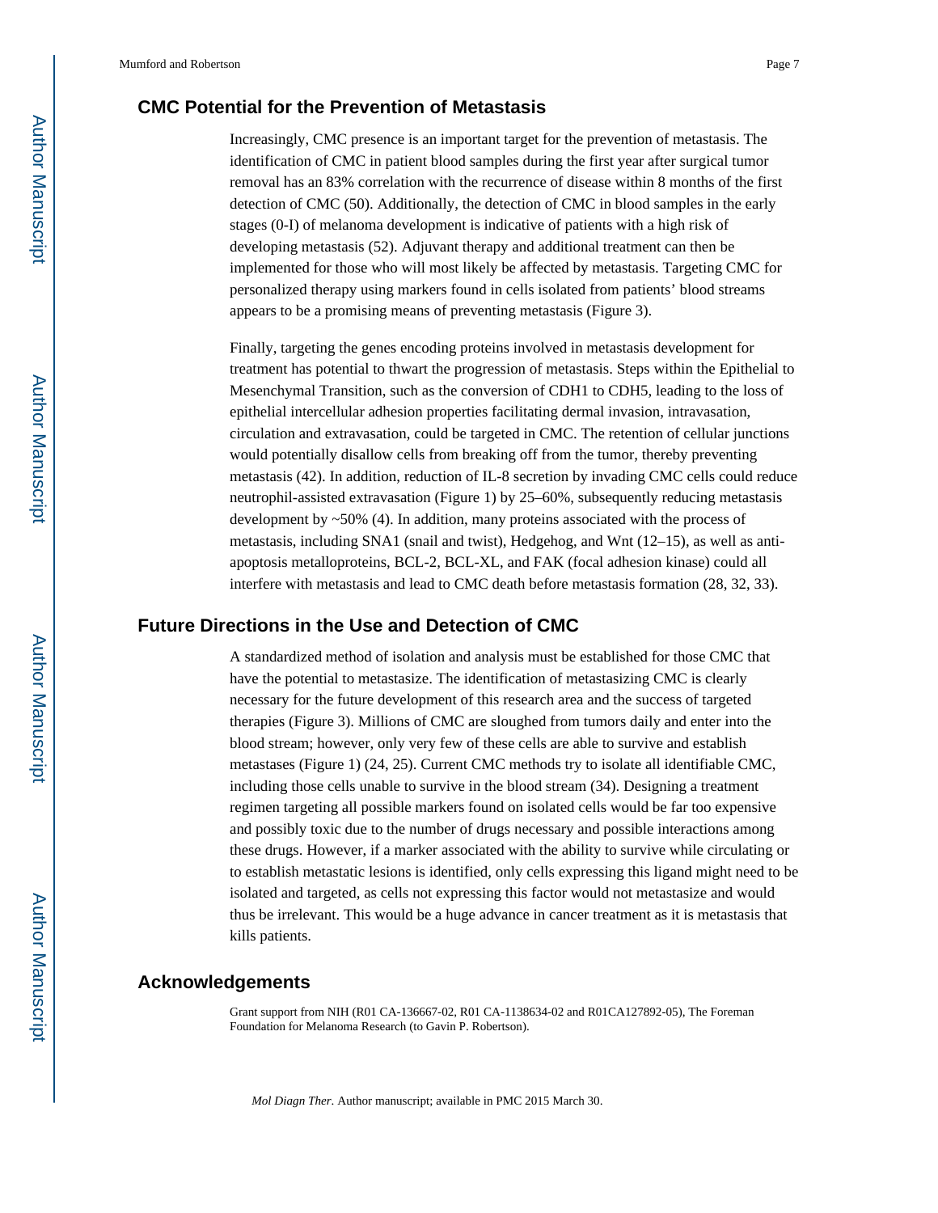## CMC Potential for the Prevention of Metastasis

Increasingly, CMC presence is an important target for the prevention of metastasis. The identification of CMC in patient blood samples during the first year after surgical tumor removal has an 83% correlation with the recurrence of disease within 8 months of the first detection of CMC (50). Additionally, the detection of CMC in blood samples in the early stages (0-I) of melanoma development is indicative of patients with a high risk of developing metastasis (52). Adjuvant therapy and additional treatment can then be implemented for those who will most likely be affected by metastasis. Targeting CMC for personalized therapy using markers found in cells isolated from patients' blood streams appears to be a promising means of preventing metastasis (Figure 3).

Finally, targeting the genes encoding proteins involved in metastasis development for treatment has potential to thwart the progression of metastasis. Steps within the Epithelial to Mesenchymal Transition, such as the conversion of CDH1 to CDH5, leading to the loss of epithelial intercellular adhesion properties facilitating dermal invasion, intravasation, circulation and extravasation, could be targeted in CMC. The retention of cellular junctions would potentially disallow cells from breaking off from the tumor, thereby preventing metastasis (42). In addition, reduction of IL-8 secretion by invading CMC cells could reduce neutrophil-assisted extravasation (Figure 1) by 25–60%, subsequently reducing metastasis development by ~50% (4). In addition, many proteins associated with the process of metastasis, including SNA1 (snail and twist), Hedgehog, and Wnt (12–15), as well as anti-apoptosis metalloproteins, BCL-2, BCL-XL, and FAK (focal adhesion kinase) could all interfere with metastasis and lead to CMC death before metastasis formation (28, 32, 33).

## Future Directions in the Use and Detection of CMC

A standardized method of isolation and analysis must be established for those CMC that have the potential to metastasize. The identification of metastasizing CMC is clearly necessary for the future development of this research area and the success of targeted therapies (Figure 3). Millions of CMC are sloughed from tumors daily and enter into the blood stream; however, only very few of these cells are able to survive and establish metastases (Figure 1) (24, 25). Current CMC methods try to isolate all identifiable CMC, including those cells unable to survive in the blood stream (34). Designing a treatment regimen targeting all possible markers found on isolated cells would be far too expensive and possibly toxic due to the number of drugs necessary and possible interactions among these drugs. However, if a marker associated with the ability to survive while circulating or to establish metastatic lesions is identified, only cells expressing this ligand might need to be isolated and targeted, as cells not expressing this factor would not metastasize and would thus be irrelevant. This would be a huge advance in cancer treatment as it is metastasis that kills patients.

## Acknowledgements

Grant support from NIH (R01 CA-136667-02, R01 CA-1138634-02 and R01CA127892-05), The Foreman Foundation for Melanoma Research (to Gavin P. Robertson).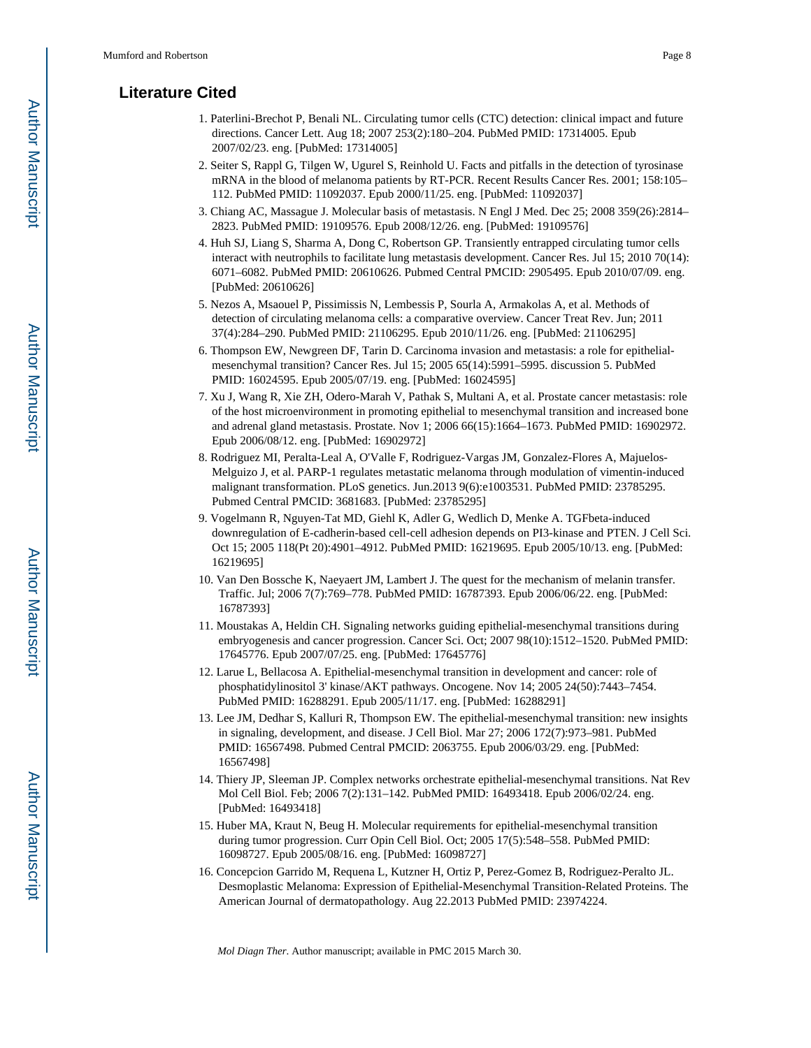## Literature Cited

1. Paterlini-Brechot P, Benali NL. Circulating tumor cells (CTC) detection: clinical impact and future directions. Cancer Lett. Aug 18; 2007 253(2):180–204. PubMed PMID: 17314005. Epub 2007/02/23. eng. [PubMed: 17314005]
2. Seiter S, Rappl G, Tilgen W, Ugurel S, Reinhold U. Facts and pitfalls in the detection of tyrosinase mRNA in the blood of melanoma patients by RT-PCR. Recent Results Cancer Res. 2001; 158:105–112. PubMed PMID: 11092037. Epub 2000/11/25. eng. [PubMed: 11092037]
3. Chiang AC, Massague J. Molecular basis of metastasis. N Engl J Med. Dec 25; 2008 359(26):2814–2823. PubMed PMID: 19109576. Epub 2008/12/26. eng. [PubMed: 19109576]
4. Huh SJ, Liang S, Sharma A, Dong C, Robertson GP. Transiently entrapped circulating tumor cells interact with neutrophils to facilitate lung metastasis development. Cancer Res. Jul 15; 2010 70(14): 6071–6082. PubMed PMID: 20610626. Pubmed Central PMCID: 2905495. Epub 2010/07/09. eng. [PubMed: 20610626]
5. Nezos A, Msaouel P, Pissimissis N, Lembessis P, Sourla A, Armakolas A, et al. Methods of detection of circulating melanoma cells: a comparative overview. Cancer Treat Rev. Jun; 2011 37(4):284–290. PubMed PMID: 21106295. Epub 2010/11/26. eng. [PubMed: 21106295]
6. Thompson EW, Newgreen DF, Tarin D. Carcinoma invasion and metastasis: a role for epithelial-mesenchymal transition? Cancer Res. Jul 15; 2005 65(14):5991–5995. discussion 5. PubMed PMID: 16024595. Epub 2005/07/19. eng. [PubMed: 16024595]
7. Xu J, Wang R, Xie ZH, Odero-Marah V, Pathak S, Multani A, et al. Prostate cancer metastasis: role of the host microenvironment in promoting epithelial to mesenchymal transition and increased bone and adrenal gland metastasis. Prostate. Nov 1; 2006 66(15):1664–1673. PubMed PMID: 16902972. Epub 2006/08/12. eng. [PubMed: 16902972]
8. Rodriguez MI, Peralta-Leal A, O'Valle F, Rodriguez-Vargas JM, Gonzalez-Flores A, Majuelos-Melguizo J, et al. PARP-1 regulates metastatic melanoma through modulation of vimentin-induced malignant transformation. PLoS genetics. Jun.2013 9(6):e1003531. PubMed PMID: 23785295. Pubmed Central PMCID: 3681683. [PubMed: 23785295]
9. Vogelmann R, Nguyen-Tat MD, Giehl K, Adler G, Wedlich D, Menke A. TGFbeta-induced downregulation of E-cadherin-based cell-cell adhesion depends on PI3-kinase and PTEN. J Cell Sci. Oct 15; 2005 118(Pt 20):4901–4912. PubMed PMID: 16219695. Epub 2005/10/13. eng. [PubMed: 16219695]
10. Van Den Bossche K, Naeyaert JM, Lambert J. The quest for the mechanism of melanin transfer. Traffic. Jul; 2006 7(7):769–778. PubMed PMID: 16787393. Epub 2006/06/22. eng. [PubMed: 16787393]
11. Moustakas A, Heldin CH. Signaling networks guiding epithelial-mesenchymal transitions during embryogenesis and cancer progression. Cancer Sci. Oct; 2007 98(10):1512–1520. PubMed PMID: 17645776. Epub 2007/07/25. eng. [PubMed: 17645776]
12. Larue L, Bellacosa A. Epithelial-mesenchymal transition in development and cancer: role of phosphatidylinositol 3' kinase/AKT pathways. Oncogene. Nov 14; 2005 24(50):7443–7454. PubMed PMID: 16288291. Epub 2005/11/17. eng. [PubMed: 16288291]
13. Lee JM, Dedhar S, Kalluri R, Thompson EW. The epithelial-mesenchymal transition: new insights in signaling, development, and disease. J Cell Biol. Mar 27; 2006 172(7):973–981. PubMed PMID: 16567498. Pubmed Central PMCID: 2063755. Epub 2006/03/29. eng. [PubMed: 16567498]
14. Thiery JP, Sleeman JP. Complex networks orchestrate epithelial-mesenchymal transitions. Nat Rev Mol Cell Biol. Feb; 2006 7(2):131–142. PubMed PMID: 16493418. Epub 2006/02/24. eng. [PubMed: 16493418]
15. Huber MA, Kraut N, Beug H. Molecular requirements for epithelial-mesenchymal transition during tumor progression. Curr Opin Cell Biol. Oct; 2005 17(5):548–558. PubMed PMID: 16098727. Epub 2005/08/16. eng. [PubMed: 16098727]
16. Concepcion Garrido M, Requena L, Kutzner H, Ortiz P, Perez-Gomez B, Rodriguez-Peralto JL. Desmoplastic Melanoma: Expression of Epithelial-Mesenchymal Transition-Related Proteins. The American Journal of dermatopathology. Aug 22.2013 PubMed PMID: 23974224.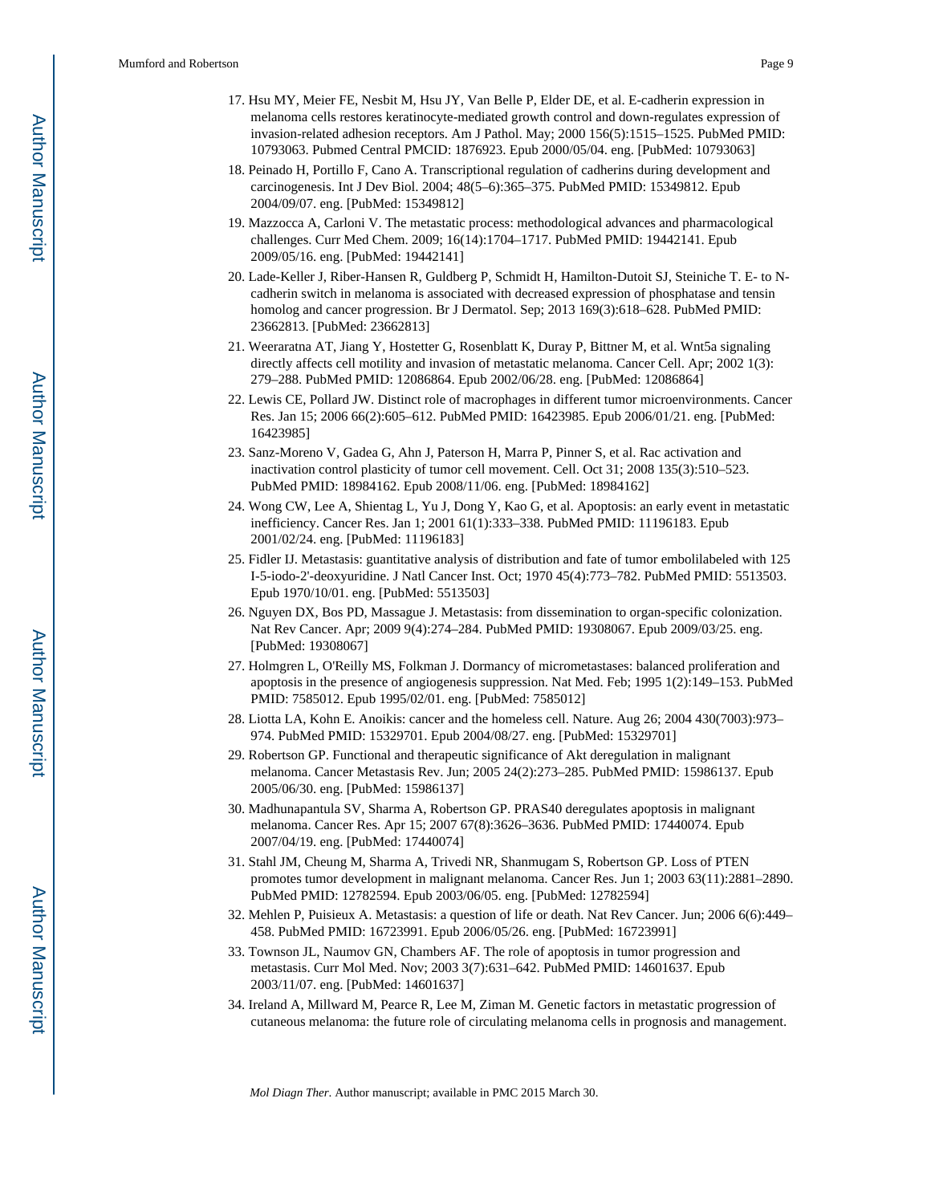17. Hsu MY, Meier FE, Nesbit M, Hsu JY, Van Belle P, Elder DE, et al. E-cadherin expression in melanoma cells restores keratinocyte-mediated growth control and down-regulates expression of invasion-related adhesion receptors. Am J Pathol. May; 2000 156(5):1515–1525. PubMed PMID: 10793063. Pubmed Central PMCID: 1876923. Epub 2000/05/04. eng. [PubMed: 10793063]
18. Peinado H, Portillo F, Cano A. Transcriptional regulation of cadherins during development and carcinogenesis. Int J Dev Biol. 2004; 48(5–6):365–375. PubMed PMID: 15349812. Epub 2004/09/07. eng. [PubMed: 15349812]
19. Mazzocca A, Carloni V. The metastatic process: methodological advances and pharmacological challenges. Curr Med Chem. 2009; 16(14):1704–1717. PubMed PMID: 19442141. Epub 2009/05/16. eng. [PubMed: 19442141]
20. Lade-Keller J, Riber-Hansen R, Guldberg P, Schmidt H, Hamilton-Dutoit SJ, Steiniche T. E- to N-cadherin switch in melanoma is associated with decreased expression of phosphatase and tensin homolog and cancer progression. Br J Dermatol. Sep; 2013 169(3):618–628. PubMed PMID: 23662813. [PubMed: 23662813]
21. Weeraratna AT, Jiang Y, Hostetter G, Rosenblatt K, Duray P, Bittner M, et al. Wnt5a signaling directly affects cell motility and invasion of metastatic melanoma. Cancer Cell. Apr; 2002 1(3): 279–288. PubMed PMID: 12086864. Epub 2002/06/28. eng. [PubMed: 12086864]
22. Lewis CE, Pollard JW. Distinct role of macrophages in different tumor microenvironments. Cancer Res. Jan 15; 2006 66(2):605–612. PubMed PMID: 16423985. Epub 2006/01/21. eng. [PubMed: 16423985]
23. Sanz-Moreno V, Gadea G, Ahn J, Paterson H, Marra P, Pinner S, et al. Rac activation and inactivation control plasticity of tumor cell movement. Cell. Oct 31; 2008 135(3):510–523. PubMed PMID: 18984162. Epub 2008/11/06. eng. [PubMed: 18984162]
24. Wong CW, Lee A, Shientag L, Yu J, Dong Y, Kao G, et al. Apoptosis: an early event in metastatic inefficiency. Cancer Res. Jan 1; 2001 61(1):333–338. PubMed PMID: 11196183. Epub 2001/02/24. eng. [PubMed: 11196183]
25. Fidler IJ. Metastasis: guantitative analysis of distribution and fate of tumor embolilabeled with 125 I-5-iodo-2'-deoxyuridine. J Natl Cancer Inst. Oct; 1970 45(4):773–782. PubMed PMID: 5513503. Epub 1970/10/01. eng. [PubMed: 5513503]
26. Nguyen DX, Bos PD, Massague J. Metastasis: from dissemination to organ-specific colonization. Nat Rev Cancer. Apr; 2009 9(4):274–284. PubMed PMID: 19308067. Epub 2009/03/25. eng. [PubMed: 19308067]
27. Holmgren L, O'Reilly MS, Folkman J. Dormancy of micrometastases: balanced proliferation and apoptosis in the presence of angiogenesis suppression. Nat Med. Feb; 1995 1(2):149–153. PubMed PMID: 7585012. Epub 1995/02/01. eng. [PubMed: 7585012]
28. Liotta LA, Kohn E. Anoikis: cancer and the homeless cell. Nature. Aug 26; 2004 430(7003):973–974. PubMed PMID: 15329701. Epub 2004/08/27. eng. [PubMed: 15329701]
29. Robertson GP. Functional and therapeutic significance of Akt deregulation in malignant melanoma. Cancer Metastasis Rev. Jun; 2005 24(2):273–285. PubMed PMID: 15986137. Epub 2005/06/30. eng. [PubMed: 15986137]
30. Madhunapantula SV, Sharma A, Robertson GP. PRAS40 deregulates apoptosis in malignant melanoma. Cancer Res. Apr 15; 2007 67(8):3626–3636. PubMed PMID: 17440074. Epub 2007/04/19. eng. [PubMed: 17440074]
31. Stahl JM, Cheung M, Sharma A, Trivedi NR, Shanmugam S, Robertson GP. Loss of PTEN promotes tumor development in malignant melanoma. Cancer Res. Jun 1; 2003 63(11):2881–2890. PubMed PMID: 12782594. Epub 2003/06/05. eng. [PubMed: 12782594]
32. Mehlen P, Puisieux A. Metastasis: a question of life or death. Nat Rev Cancer. Jun; 2006 6(6):449–458. PubMed PMID: 16723991. Epub 2006/05/26. eng. [PubMed: 16723991]
33. Townson JL, Naumov GN, Chambers AF. The role of apoptosis in tumor progression and metastasis. Curr Mol Med. Nov; 2003 3(7):631–642. PubMed PMID: 14601637. Epub 2003/11/07. eng. [PubMed: 14601637]
34. Ireland A, Millward M, Pearce R, Lee M, Ziman M. Genetic factors in metastatic progression of cutaneous melanoma: the future role of circulating melanoma cells in prognosis and management.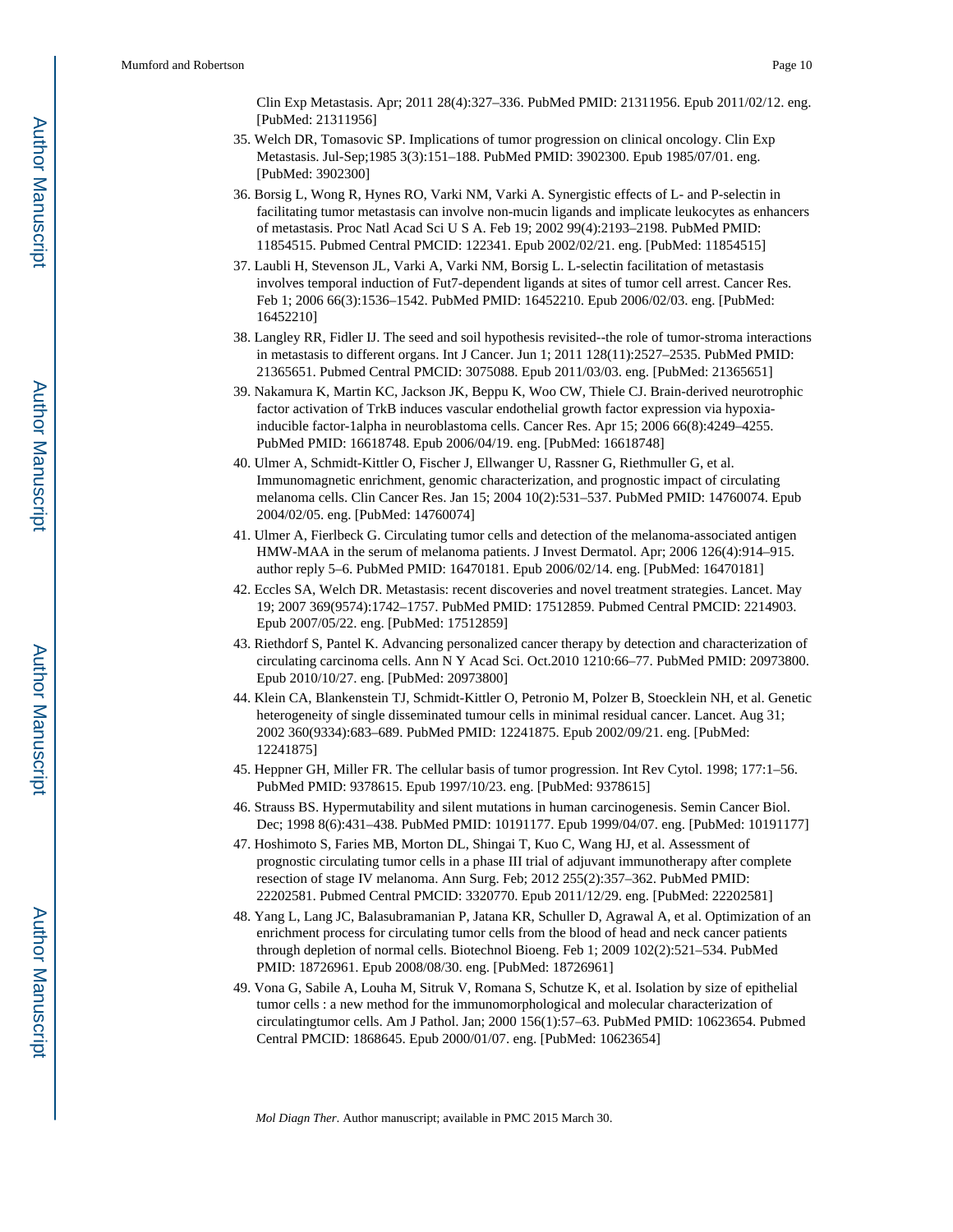Clin Exp Metastasis. Apr; 2011 28(4):327–336. PubMed PMID: 21311956. Epub 2011/02/12. eng. [PubMed: 21311956]

35. Welch DR, Tomasovic SP. Implications of tumor progression on clinical oncology. Clin Exp Metastasis. Jul-Sep;1985 3(3):151–188. PubMed PMID: 3902300. Epub 1985/07/01. eng. [PubMed: 3902300]
36. Borsig L, Wong R, Hynes RO, Varki NM, Varki A. Synergistic effects of L- and P-selectin in facilitating tumor metastasis can involve non-mucin ligands and implicate leukocytes as enhancers of metastasis. Proc Natl Acad Sci U S A. Feb 19; 2002 99(4):2193–2198. PubMed PMID: 11854515. Pubmed Central PMCID: 122341. Epub 2002/02/21. eng. [PubMed: 11854515]
37. Laubli H, Stevenson JL, Varki A, Varki NM, Borsig L. L-selectin facilitation of metastasis involves temporal induction of Fut7-dependent ligands at sites of tumor cell arrest. Cancer Res. Feb 1; 2006 66(3):1536–1542. PubMed PMID: 16452210. Epub 2006/02/03. eng. [PubMed: 16452210]
38. Langley RR, Fidler IJ. The seed and soil hypothesis revisited--the role of tumor-stroma interactions in metastasis to different organs. Int J Cancer. Jun 1; 2011 128(11):2527–2535. PubMed PMID: 21365651. Pubmed Central PMCID: 3075088. Epub 2011/03/03. eng. [PubMed: 21365651]
39. Nakamura K, Martin KC, Jackson JK, Beppu K, Woo CW, Thiele CJ. Brain-derived neurotrophic factor activation of TrkB induces vascular endothelial growth factor expression via hypoxia-inducible factor-1alpha in neuroblastoma cells. Cancer Res. Apr 15; 2006 66(8):4249–4255. PubMed PMID: 16618748. Epub 2006/04/19. eng. [PubMed: 16618748]
40. Ulmer A, Schmidt-Kittler O, Fischer J, Ellwanger U, Rassner G, Riethmuller G, et al. Immunomagnetic enrichment, genomic characterization, and prognostic impact of circulating melanoma cells. Clin Cancer Res. Jan 15; 2004 10(2):531–537. PubMed PMID: 14760074. Epub 2004/02/05. eng. [PubMed: 14760074]
41. Ulmer A, Fierlbeck G. Circulating tumor cells and detection of the melanoma-associated antigen HMW-MAA in the serum of melanoma patients. J Invest Dermatol. Apr; 2006 126(4):914–915. author reply 5–6. PubMed PMID: 16470181. Epub 2006/02/14. eng. [PubMed: 16470181]
42. Eccles SA, Welch DR. Metastasis: recent discoveries and novel treatment strategies. Lancet. May 19; 2007 369(9574):1742–1757. PubMed PMID: 17512859. Pubmed Central PMCID: 2214903. Epub 2007/05/22. eng. [PubMed: 17512859]
43. Riethdorf S, Pantel K. Advancing personalized cancer therapy by detection and characterization of circulating carcinoma cells. Ann N Y Acad Sci. Oct.2010 1210:66–77. PubMed PMID: 20973800. Epub 2010/10/27. eng. [PubMed: 20973800]
44. Klein CA, Blankenstein TJ, Schmidt-Kittler O, Petronio M, Polzer B, Stoecklein NH, et al. Genetic heterogeneity of single disseminated tumour cells in minimal residual cancer. Lancet. Aug 31; 2002 360(9334):683–689. PubMed PMID: 12241875. Epub 2002/09/21. eng. [PubMed: 12241875]
45. Heppner GH, Miller FR. The cellular basis of tumor progression. Int Rev Cytol. 1998; 177:1–56. PubMed PMID: 9378615. Epub 1997/10/23. eng. [PubMed: 9378615]
46. Strauss BS. Hypermutability and silent mutations in human carcinogenesis. Semin Cancer Biol. Dec; 1998 8(6):431–438. PubMed PMID: 10191177. Epub 1999/04/07. eng. [PubMed: 10191177]
47. Hoshimoto S, Faries MB, Morton DL, Shingai T, Kuo C, Wang HJ, et al. Assessment of prognostic circulating tumor cells in a phase III trial of adjuvant immunotherapy after complete resection of stage IV melanoma. Ann Surg. Feb; 2012 255(2):357–362. PubMed PMID: 22202581. Pubmed Central PMCID: 3320770. Epub 2011/12/29. eng. [PubMed: 22202581]
48. Yang L, Lang JC, Balasubramanian P, Jatana KR, Schuller D, Agrawal A, et al. Optimization of an enrichment process for circulating tumor cells from the blood of head and neck cancer patients through depletion of normal cells. Biotechnol Bioeng. Feb 1; 2009 102(2):521–534. PubMed PMID: 18726961. Epub 2008/08/30. eng. [PubMed: 18726961]
49. Vona G, Sabile A, Louha M, Sitruk V, Romana S, Schutze K, et al. Isolation by size of epithelial tumor cells : a new method for the immunomorphological and molecular characterization of circulatingtumor cells. Am J Pathol. Jan; 2000 156(1):57–63. PubMed PMID: 10623654. Pubmed Central PMCID: 1868645. Epub 2000/01/07. eng. [PubMed: 10623654]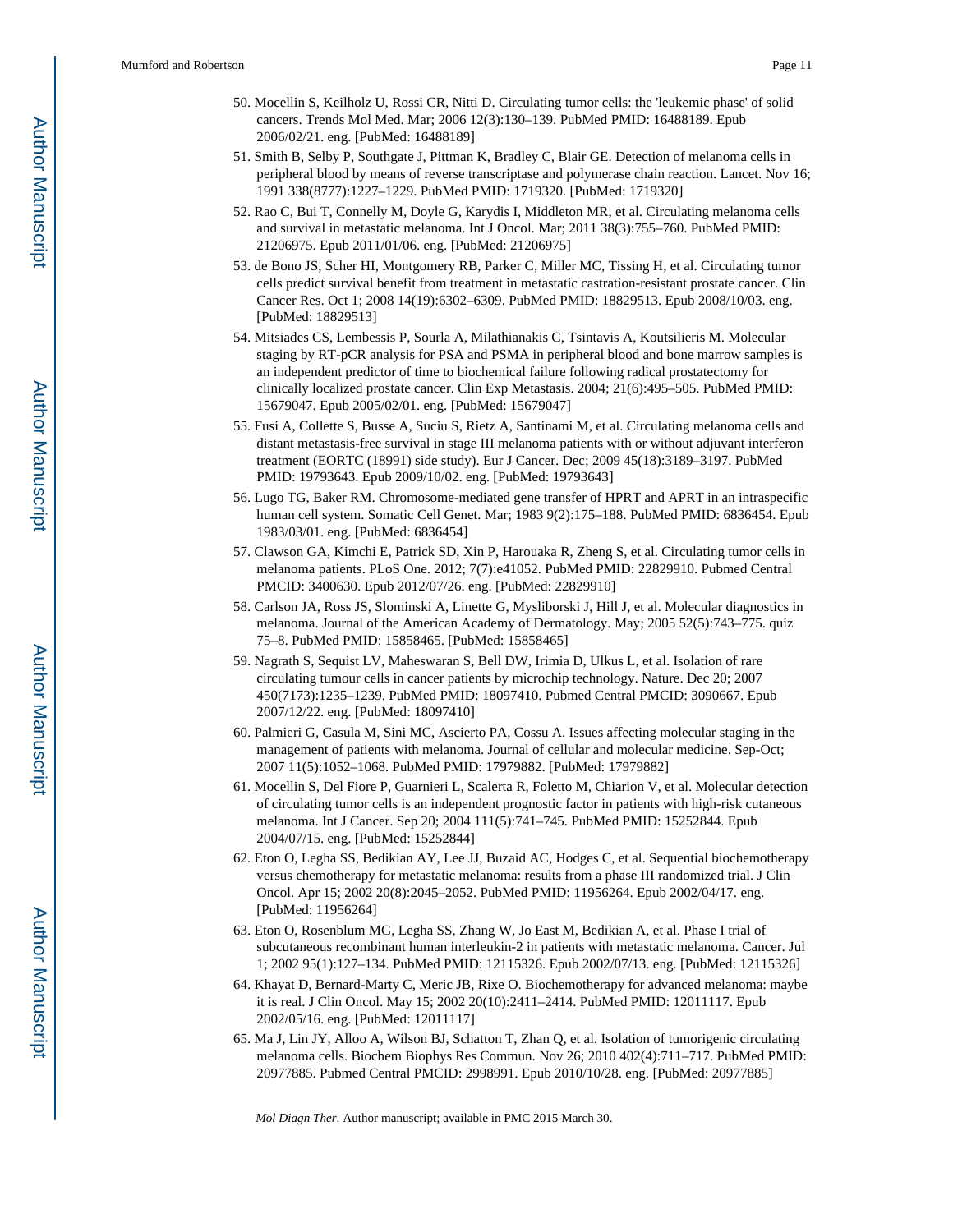50. Mocellin S, Keilholz U, Rossi CR, Nitti D. Circulating tumor cells: the 'leukemic phase' of solid cancers. Trends Mol Med. Mar; 2006 12(3):130–139. PubMed PMID: 16488189. Epub 2006/02/21. eng. [PubMed: 16488189]
51. Smith B, Selby P, Southgate J, Pittman K, Bradley C, Blair GE. Detection of melanoma cells in peripheral blood by means of reverse transcriptase and polymerase chain reaction. Lancet. Nov 16; 1991 338(8777):1227–1229. PubMed PMID: 1719320. [PubMed: 1719320]
52. Rao C, Bui T, Connelly M, Doyle G, Karydis I, Middleton MR, et al. Circulating melanoma cells and survival in metastatic melanoma. Int J Oncol. Mar; 2011 38(3):755–760. PubMed PMID: 21206975. Epub 2011/01/06. eng. [PubMed: 21206975]
53. de Bono JS, Scher HI, Montgomery RB, Parker C, Miller MC, Tissing H, et al. Circulating tumor cells predict survival benefit from treatment in metastatic castration-resistant prostate cancer. Clin Cancer Res. Oct 1; 2008 14(19):6302–6309. PubMed PMID: 18829513. Epub 2008/10/03. eng. [PubMed: 18829513]
54. Mitsiades CS, Lembessis P, Sourla A, Milathianakis C, Tsintavis A, Koutsilieris M. Molecular staging by RT-pCR analysis for PSA and PSMA in peripheral blood and bone marrow samples is an independent predictor of time to biochemical failure following radical prostatectomy for clinically localized prostate cancer. Clin Exp Metastasis. 2004; 21(6):495–505. PubMed PMID: 15679047. Epub 2005/02/01. eng. [PubMed: 15679047]
55. Fusi A, Collette S, Busse A, Suciu S, Rietz A, Santinami M, et al. Circulating melanoma cells and distant metastasis-free survival in stage III melanoma patients with or without adjuvant interferon treatment (EORTC (18991) side study). Eur J Cancer. Dec; 2009 45(18):3189–3197. PubMed PMID: 19793643. Epub 2009/10/02. eng. [PubMed: 19793643]
56. Lugo TG, Baker RM. Chromosome-mediated gene transfer of HPRT and APRT in an intraspecific human cell system. Somatic Cell Genet. Mar; 1983 9(2):175–188. PubMed PMID: 6836454. Epub 1983/03/01. eng. [PubMed: 6836454]
57. Clawson GA, Kimchi E, Patrick SD, Xin P, Harouaka R, Zheng S, et al. Circulating tumor cells in melanoma patients. PLoS One. 2012; 7(7):e41052. PubMed PMID: 22829910. Pubmed Central PMCID: 3400630. Epub 2012/07/26. eng. [PubMed: 22829910]
58. Carlson JA, Ross JS, Slominski A, Linette G, Mysliborski J, Hill J, et al. Molecular diagnostics in melanoma. Journal of the American Academy of Dermatology. May; 2005 52(5):743–775. quiz 75–8. PubMed PMID: 15858465. [PubMed: 15858465]
59. Nagrath S, Sequist LV, Maheswaran S, Bell DW, Irimia D, Ulkus L, et al. Isolation of rare circulating tumour cells in cancer patients by microchip technology. Nature. Dec 20; 2007 450(7173):1235–1239. PubMed PMID: 18097410. Pubmed Central PMCID: 3090667. Epub 2007/12/22. eng. [PubMed: 18097410]
60. Palmieri G, Casula M, Sini MC, Ascierto PA, Cossu A. Issues affecting molecular staging in the management of patients with melanoma. Journal of cellular and molecular medicine. Sep-Oct; 2007 11(5):1052–1068. PubMed PMID: 17979882. [PubMed: 17979882]
61. Mocellin S, Del Fiore P, Guarnieri L, Scalerta R, Foletto M, Chiarion V, et al. Molecular detection of circulating tumor cells is an independent prognostic factor in patients with high-risk cutaneous melanoma. Int J Cancer. Sep 20; 2004 111(5):741–745. PubMed PMID: 15252844. Epub 2004/07/15. eng. [PubMed: 15252844]
62. Eton O, Legha SS, Bedikian AY, Lee JJ, Buzaid AC, Hodges C, et al. Sequential biochemotherapy versus chemotherapy for metastatic melanoma: results from a phase III randomized trial. J Clin Oncol. Apr 15; 2002 20(8):2045–2052. PubMed PMID: 11956264. Epub 2002/04/17. eng. [PubMed: 11956264]
63. Eton O, Rosenblum MG, Legha SS, Zhang W, Jo East M, Bedikian A, et al. Phase I trial of subcutaneous recombinant human interleukin-2 in patients with metastatic melanoma. Cancer. Jul 1; 2002 95(1):127–134. PubMed PMID: 12115326. Epub 2002/07/13. eng. [PubMed: 12115326]
64. Khayat D, Bernard-Marty C, Meric JB, Rixe O. Biochemotherapy for advanced melanoma: maybe it is real. J Clin Oncol. May 15; 2002 20(10):2411–2414. PubMed PMID: 12011117. Epub 2002/05/16. eng. [PubMed: 12011117]
65. Ma J, Lin JY, Alloo A, Wilson BJ, Schatton T, Zhan Q, et al. Isolation of tumorigenic circulating melanoma cells. Biochem Biophys Res Commun. Nov 26; 2010 402(4):711–717. PubMed PMID: 20977885. Pubmed Central PMCID: 2998991. Epub 2010/10/28. eng. [PubMed: 20977885]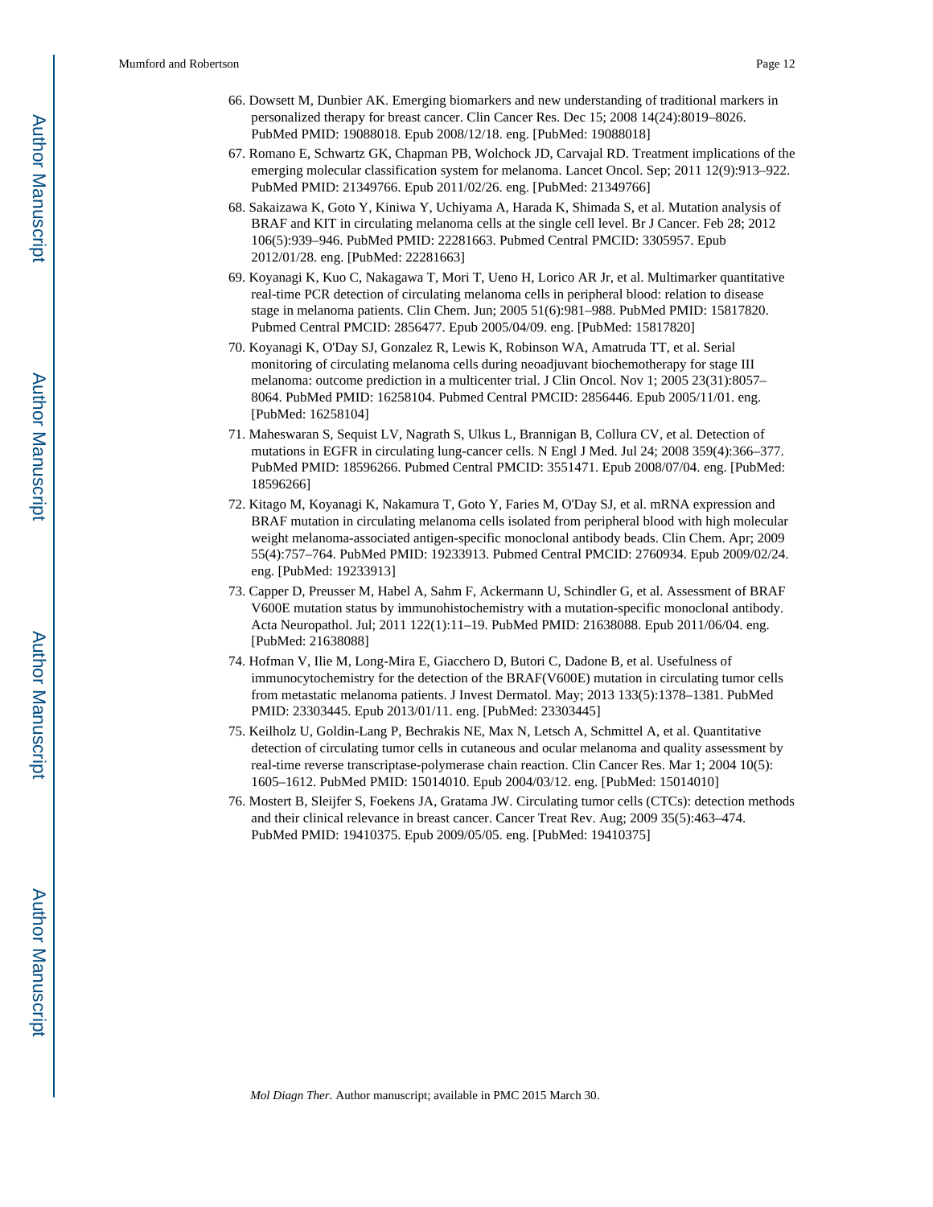66. Dowsett M, Dunbier AK. Emerging biomarkers and new understanding of traditional markers in personalized therapy for breast cancer. Clin Cancer Res. Dec 15; 2008 14(24):8019–8026. PubMed PMID: 19088018. Epub 2008/12/18. eng. [PubMed: 19088018]

67. Romano E, Schwartz GK, Chapman PB, Wolchock JD, Carvajal RD. Treatment implications of the emerging molecular classification system for melanoma. Lancet Oncol. Sep; 2011 12(9):913–922. PubMed PMID: 21349766. Epub 2011/02/26. eng. [PubMed: 21349766]

68. Sakaizawa K, Goto Y, Kiniwa Y, Uchiyama A, Harada K, Shimada S, et al. Mutation analysis of BRAF and KIT in circulating melanoma cells at the single cell level. Br J Cancer. Feb 28; 2012 106(5):939–946. PubMed PMID: 22281663. Pubmed Central PMCID: 3305957. Epub 2012/01/28. eng. [PubMed: 22281663]

69. Koyanagi K, Kuo C, Nakagawa T, Mori T, Ueno H, Lorico AR Jr, et al. Multimarker quantitative real-time PCR detection of circulating melanoma cells in peripheral blood: relation to disease stage in melanoma patients. Clin Chem. Jun; 2005 51(6):981–988. PubMed PMID: 15817820. Pubmed Central PMCID: 2856477. Epub 2005/04/09. eng. [PubMed: 15817820]

70. Koyanagi K, O'Day SJ, Gonzalez R, Lewis K, Robinson WA, Amatruda TT, et al. Serial monitoring of circulating melanoma cells during neoadjuvant biochemotherapy for stage III melanoma: outcome prediction in a multicenter trial. J Clin Oncol. Nov 1; 2005 23(31):8057–8064. PubMed PMID: 16258104. Pubmed Central PMCID: 2856446. Epub 2005/11/01. eng. [PubMed: 16258104]

71. Maheswaran S, Sequist LV, Nagrath S, Ulkus L, Brannigan B, Collura CV, et al. Detection of mutations in EGFR in circulating lung-cancer cells. N Engl J Med. Jul 24; 2008 359(4):366–377. PubMed PMID: 18596266. Pubmed Central PMCID: 3551471. Epub 2008/07/04. eng. [PubMed: 18596266]

72. Kitago M, Koyanagi K, Nakamura T, Goto Y, Faries M, O'Day SJ, et al. mRNA expression and BRAF mutation in circulating melanoma cells isolated from peripheral blood with high molecular weight melanoma-associated antigen-specific monoclonal antibody beads. Clin Chem. Apr; 2009 55(4):757–764. PubMed PMID: 19233913. Pubmed Central PMCID: 2760934. Epub 2009/02/24. eng. [PubMed: 19233913]

73. Capper D, Preusser M, Habel A, Sahm F, Ackermann U, Schindler G, et al. Assessment of BRAF V600E mutation status by immunohistochemistry with a mutation-specific monoclonal antibody. Acta Neuropathol. Jul; 2011 122(1):11–19. PubMed PMID: 21638088. Epub 2011/06/04. eng. [PubMed: 21638088]

74. Hofman V, Ilie M, Long-Mira E, Giacchero D, Butori C, Dadone B, et al. Usefulness of immunocytochemistry for the detection of the BRAF(V600E) mutation in circulating tumor cells from metastatic melanoma patients. J Invest Dermatol. May; 2013 133(5):1378–1381. PubMed PMID: 23303445. Epub 2013/01/11. eng. [PubMed: 23303445]

75. Keilholz U, Goldin-Lang P, Bechrakis NE, Max N, Letsch A, Schmittel A, et al. Quantitative detection of circulating tumor cells in cutaneous and ocular melanoma and quality assessment by real-time reverse transcriptase-polymerase chain reaction. Clin Cancer Res. Mar 1; 2004 10(5):1605–1612. PubMed PMID: 15014010. Epub 2004/03/12. eng. [PubMed: 15014010]

76. Mostert B, Sleijfer S, Foekens JA, Gratama JW. Circulating tumor cells (CTCs): detection methods and their clinical relevance in breast cancer. Cancer Treat Rev. Aug; 2009 35(5):463–474. PubMed PMID: 19410375. Epub 2009/05/05. eng. [PubMed: 19410375]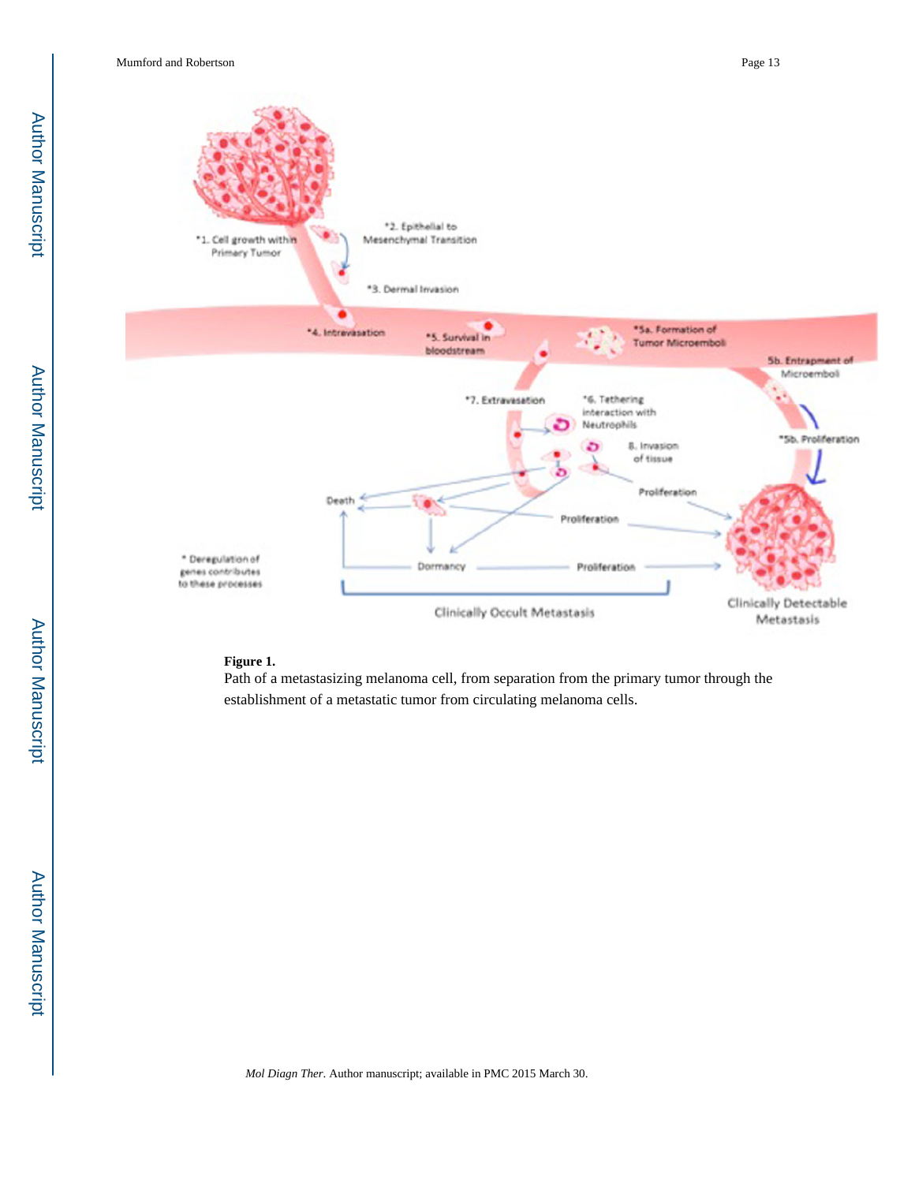**Figure 1.**

Path of a metastasizing melanoma cell, from separation from the primary tumor through the establishment of a metastatic tumor from circulating melanoma cells.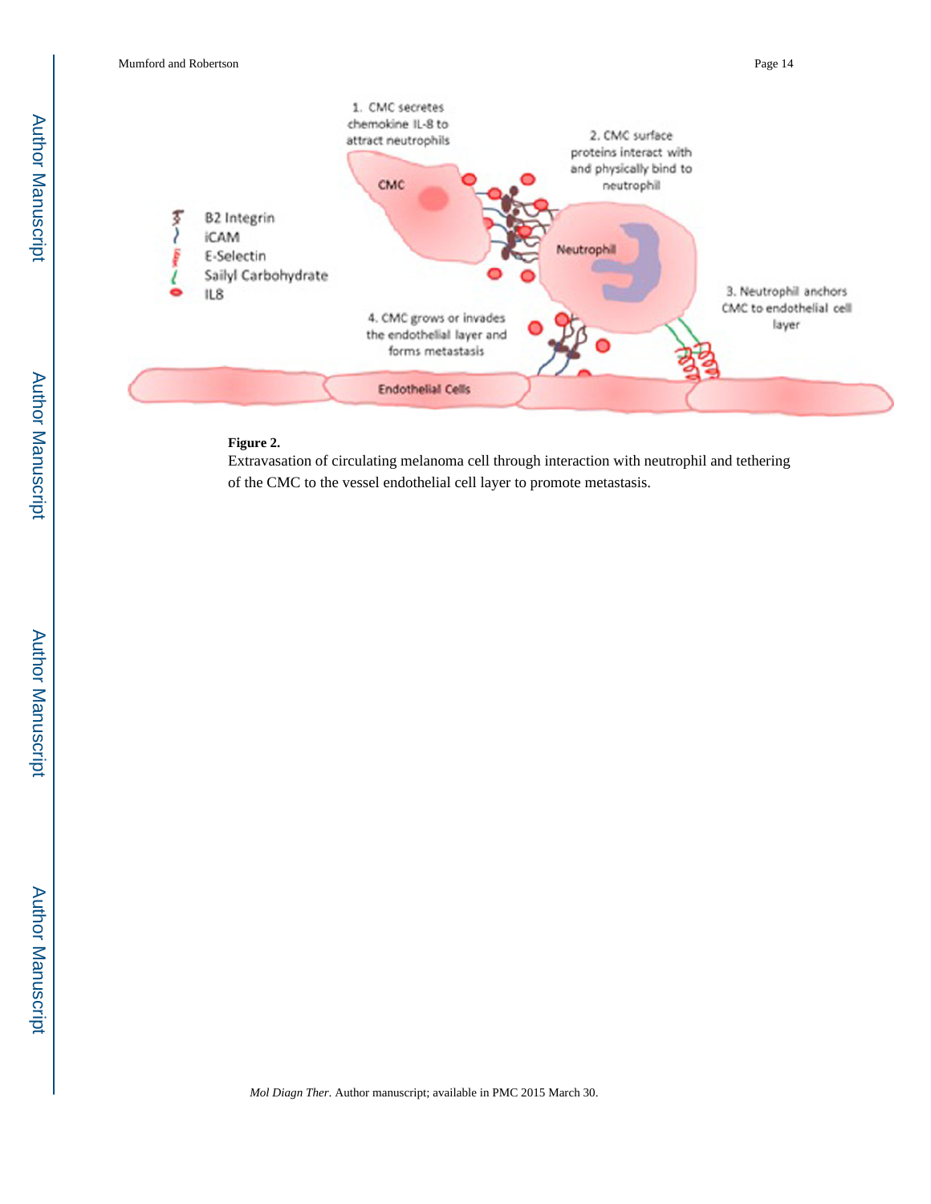**Figure 2.**

Extravasation of circulating melanoma cell through interaction with neutrophil and tethering of the CMC to the vessel endothelial cell layer to promote metastasis.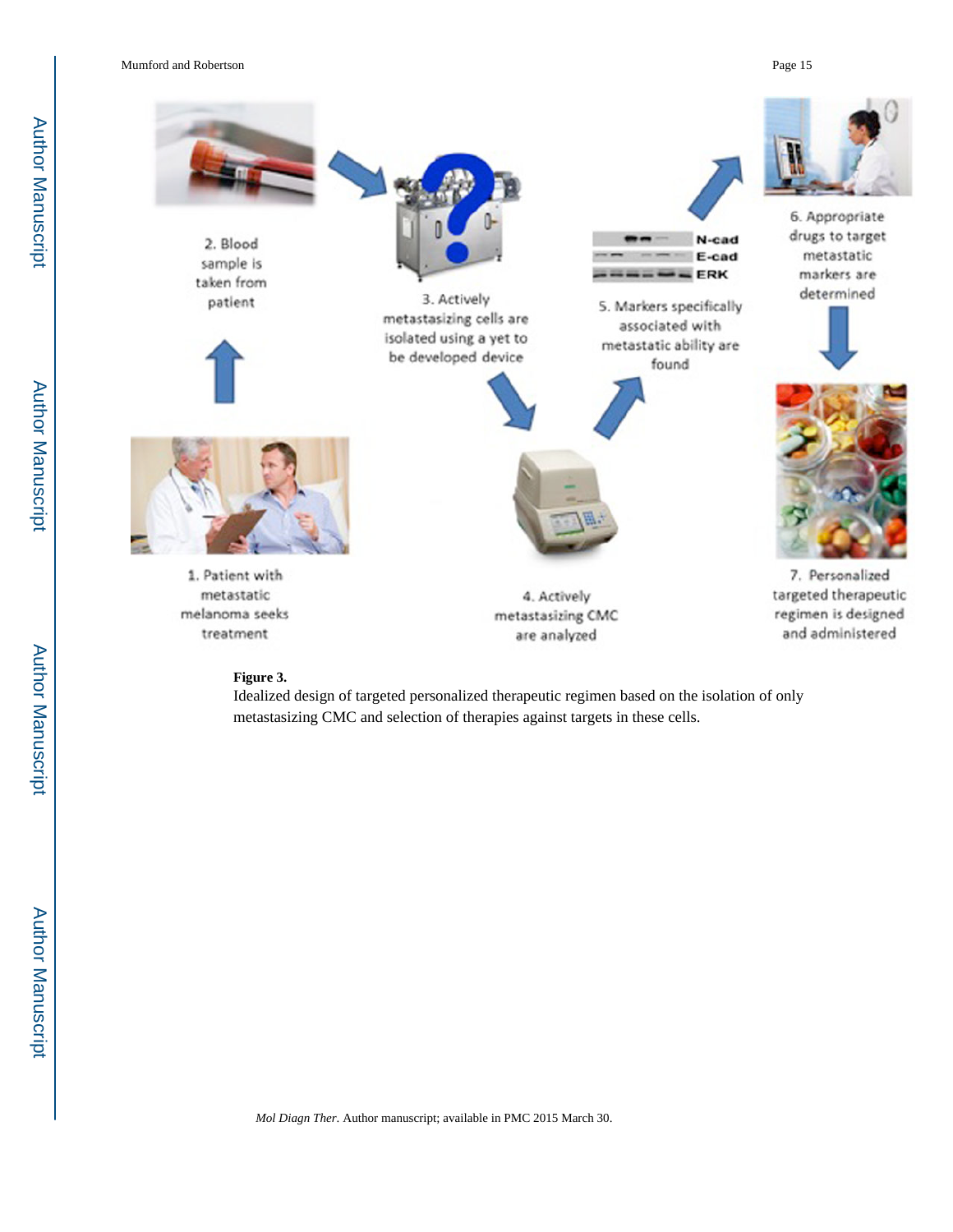1. Patient with metastatic melanoma seeks treatment

2. Blood sample is taken from patient

3. Actively metastasizing cells are isolated using a yet to be developed device

4. Actively metastasizing CMC are analyzed

5. Markers specifically associated with metastatic ability are found

N-cad
E-cad
ERK

6. Appropriate drugs to target metastatic markers are determined

7. Personalized targeted therapeutic regimen is designed and administered

**Figure 3.**
Idealized design of targeted personalized therapeutic regimen based on the isolation of only metastasizing CMC and selection of therapies against targets in these cells.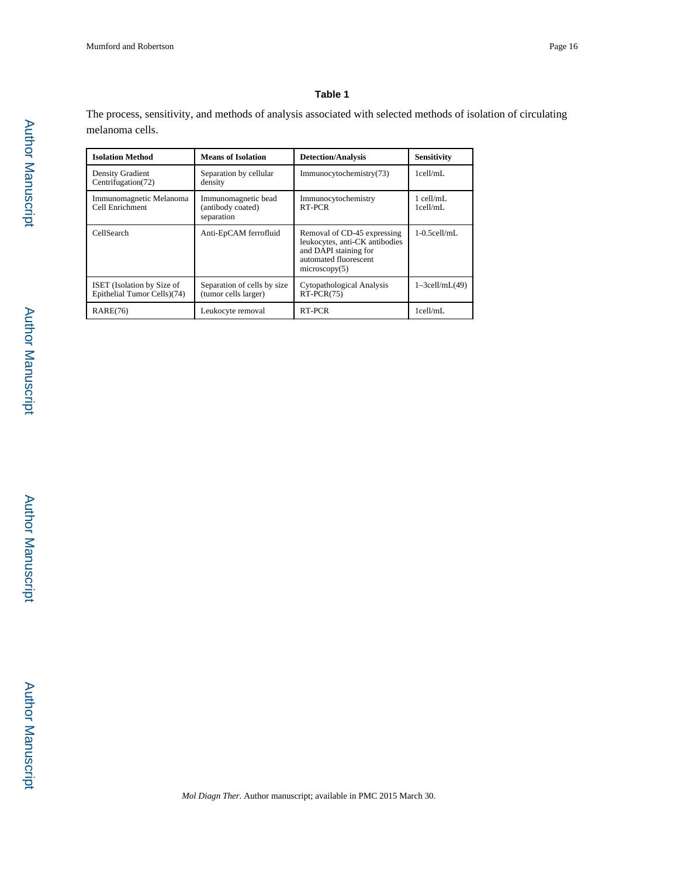**Table 1**

The process, sensitivity, and methods of analysis associated with selected methods of isolation of circulating melanoma cells.

| Isolation Method | Means of Isolation | Detection/Analysis | Sensitivity |
|---|---|---|---|
| Density Gradient Centrifugation(72) | Separation by cellular density | Immunocytochemistry(73) | 1cell/mL |
| Immunomagnetic Melanoma Cell Enrichment | Immunomagnetic bead (antibody coated) separation | Immunocytochemistry<br>RT-PCR | 1 cell/mL<br>1cell/mL |
| CellSearch | Anti-EpCAM ferrofluid | Removal of CD-45 expressing leukocytes, anti-CK antibodies and DAPI staining for automated fluorescent microscopy(5) | 1-0.5cell/mL |
| ISET (Isolation by Size of Epithelial Tumor Cells)(74) | Separation of cells by size (tumor cells larger) | Cytopathological Analysis<br>RT-PCR(75) | 1–3cell/mL(49) |
| RARE(76) | Leukocyte removal | RT-PCR | 1cell/mL |